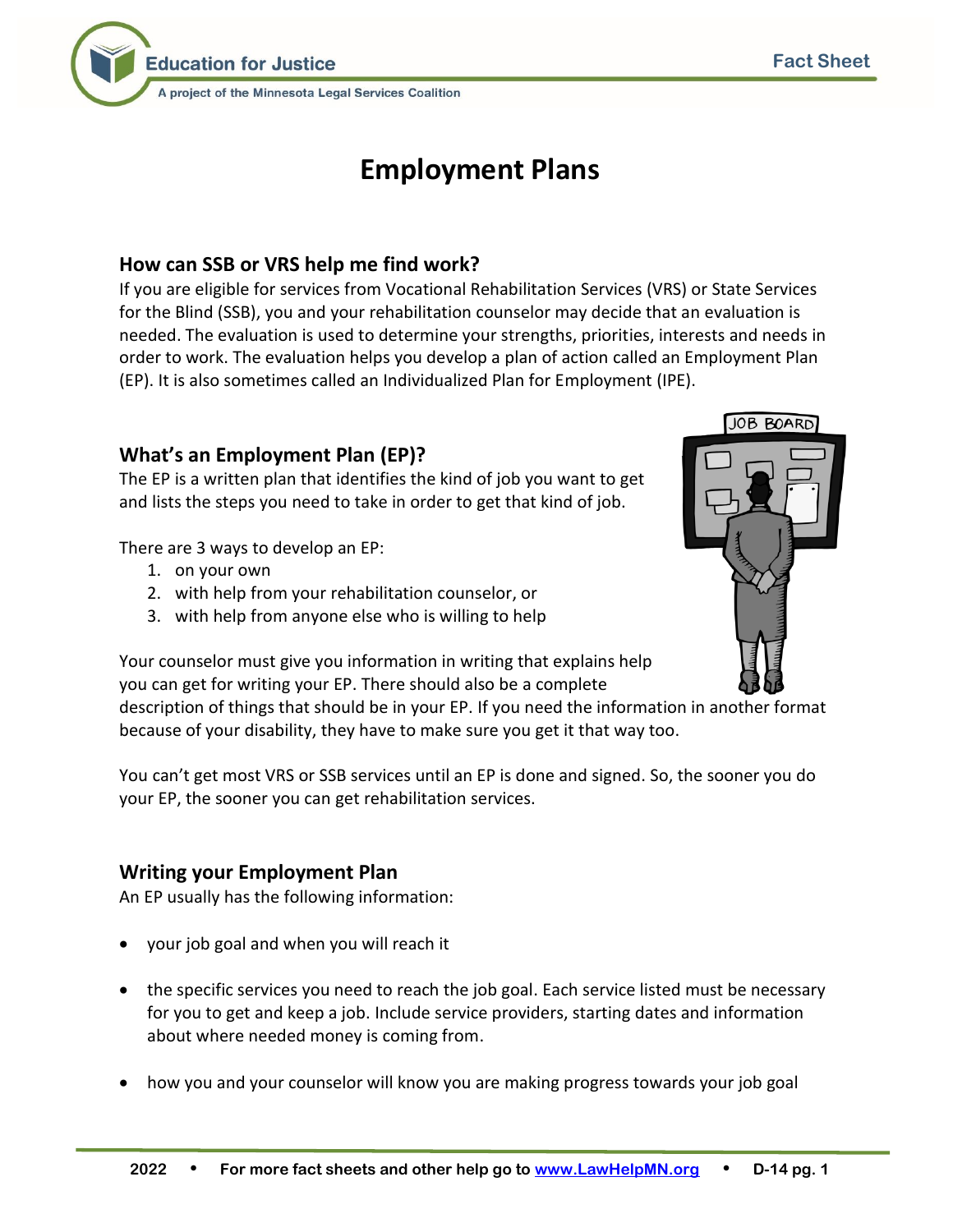# Employment Plans

## How can SSB or VRS help me find work?

If you are eligible for services from Vocational Rehabilitation Services (VRS) or State Services for the Blind (SSB), you and your rehabilitation counselor may decide that an evaluation is needed. The evaluation is used to determine your strengths, priorities, interests and needs in order to work. The evaluation helps you develop a plan of action called an Employment Plan (EP). It is also sometimes called an Individualized Plan for Employment (IPE).

## What's an Employment Plan (EP)?

The EP is a written plan that identifies the kind of job you want to get and lists the steps you need to take in order to get that kind of job.

There are 3 ways to develop an EP:

1. on your own
2. with help from your rehabilitation counselor, or
3. with help from anyone else who is willing to help

Your counselor must give you information in writing that explains help you can get for writing your EP. There should also be a complete description of things that should be in your EP. If you need the information in another format because of your disability, they have to make sure you get it that way too.

You can't get most VRS or SSB services until an EP is done and signed. So, the sooner you do your EP, the sooner you can get rehabilitation services.

## Writing your Employment Plan

An EP usually has the following information:

- your job goal and when you will reach it
- the specific services you need to reach the job goal. Each service listed must be necessary for you to get and keep a job. Include service providers, starting dates and information about where needed money is coming from.
- how you and your counselor will know you are making progress towards your job goal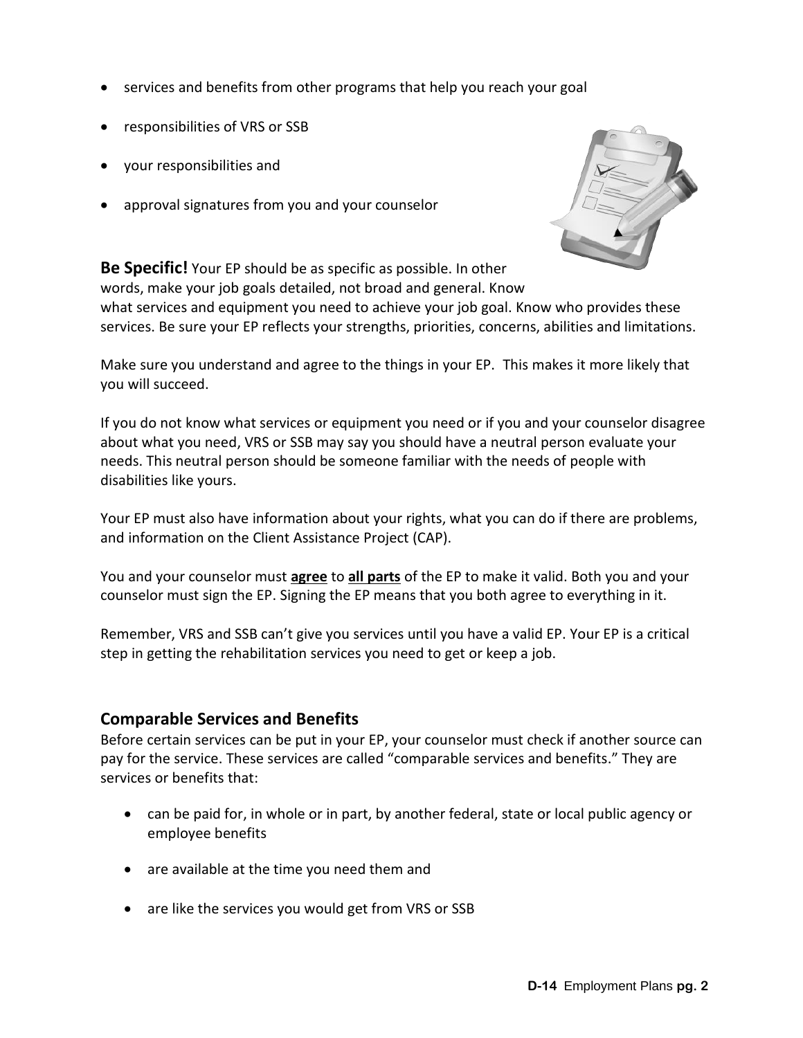- services and benefits from other programs that help you reach your goal
- responsibilities of VRS or SSB
- your responsibilities and
- approval signatures from you and your counselor

**Be Specific!** Your EP should be as specific as possible. In other words, make your job goals detailed, not broad and general. Know what services and equipment you need to achieve your job goal. Know who provides these services. Be sure your EP reflects your strengths, priorities, concerns, abilities and limitations.

Make sure you understand and agree to the things in your EP. This makes it more likely that you will succeed.

If you do not know what services or equipment you need or if you and your counselor disagree about what you need, VRS or SSB may say you should have a neutral person evaluate your needs. This neutral person should be someone familiar with the needs of people with disabilities like yours.

Your EP must also have information about your rights, what you can do if there are problems, and information on the Client Assistance Project (CAP).

You and your counselor must **agree** to **all parts** of the EP to make it valid. Both you and your counselor must sign the EP. Signing the EP means that you both agree to everything in it.

Remember, VRS and SSB can't give you services until you have a valid EP. Your EP is a critical step in getting the rehabilitation services you need to get or keep a job.

## Comparable Services and Benefits

Before certain services can be put in your EP, your counselor must check if another source can pay for the service. These services are called "comparable services and benefits." They are services or benefits that:

- can be paid for, in whole or in part, by another federal, state or local public agency or employee benefits
- are available at the time you need them and
- are like the services you would get from VRS or SSB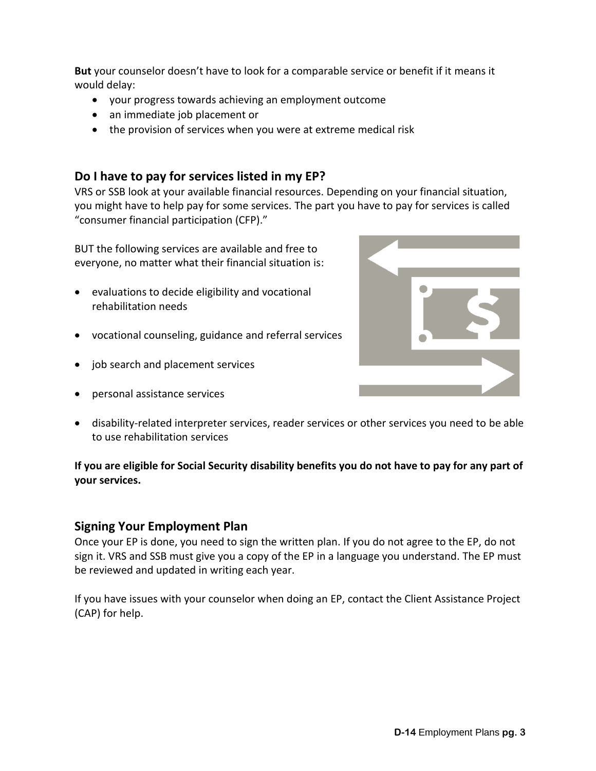**But** your counselor doesn't have to look for a comparable service or benefit if it means it would delay:

- your progress towards achieving an employment outcome
- an immediate job placement or
- the provision of services when you were at extreme medical risk

## Do I have to pay for services listed in my EP?

VRS or SSB look at your available financial resources. Depending on your financial situation, you might have to help pay for some services. The part you have to pay for services is called "consumer financial participation (CFP)."

BUT the following services are available and free to everyone, no matter what their financial situation is:

- evaluations to decide eligibility and vocational rehabilitation needs
- vocational counseling, guidance and referral services
- job search and placement services
- personal assistance services
- disability-related interpreter services, reader services or other services you need to be able to use rehabilitation services

**If you are eligible for Social Security disability benefits you do not have to pay for any part of your services.**

## Signing Your Employment Plan

Once your EP is done, you need to sign the written plan. If you do not agree to the EP, do not sign it. VRS and SSB must give you a copy of the EP in a language you understand. The EP must be reviewed and updated in writing each year.

If you have issues with your counselor when doing an EP, contact the Client Assistance Project (CAP) for help.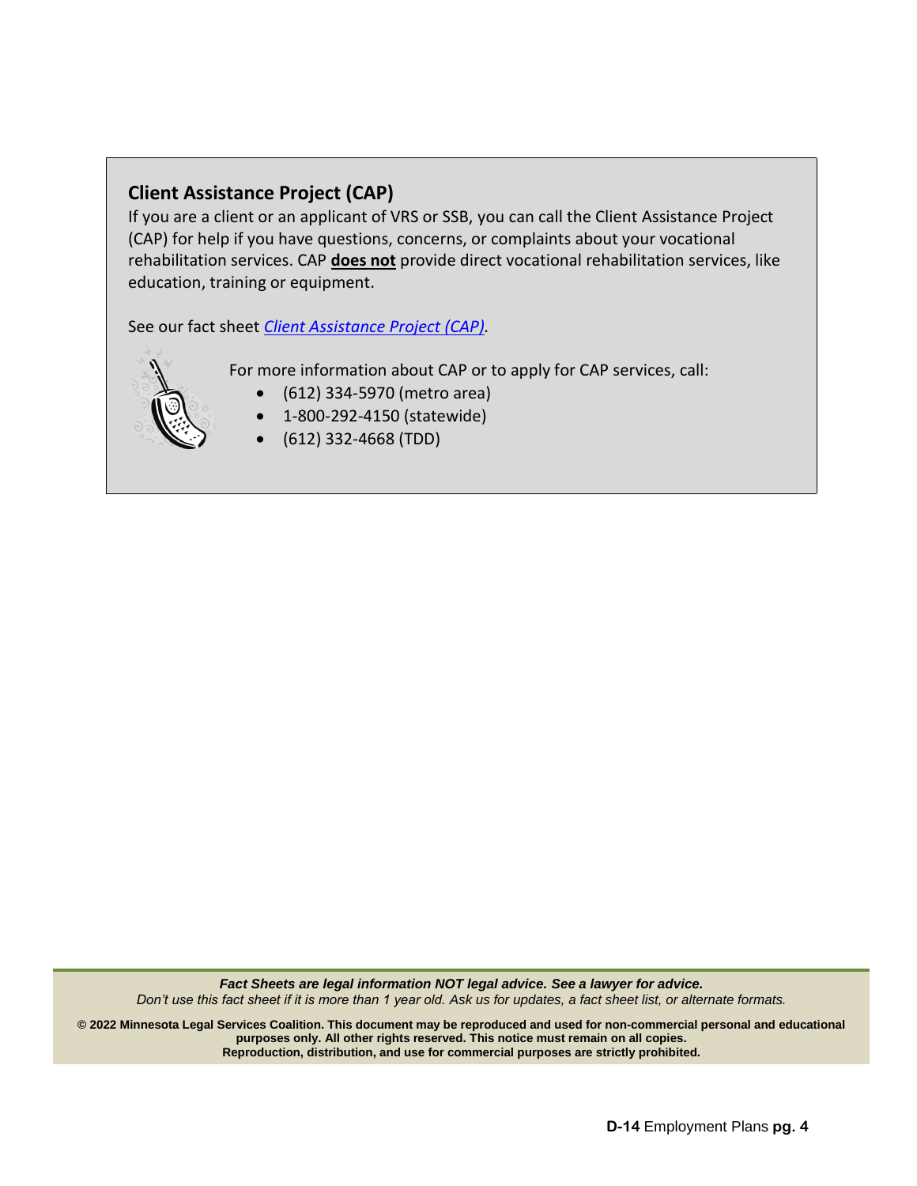## Client Assistance Project (CAP)

If you are a client or an applicant of VRS or SSB, you can call the Client Assistance Project (CAP) for help if you have questions, concerns, or complaints about your vocational rehabilitation services. CAP **does not** provide direct vocational rehabilitation services, like education, training or equipment.

See our fact sheet *Client Assistance Project (CAP)*.

For more information about CAP or to apply for CAP services, call:

- (612) 334-5970 (metro area)
- 1-800-292-4150 (statewide)
- (612) 332-4668 (TDD)

***Fact Sheets are legal information NOT legal advice. See a lawyer for advice.***
*Don't use this fact sheet if it is more than 1 year old. Ask us for updates, a fact sheet list, or alternate formats.*

**© 2022 Minnesota Legal Services Coalition. This document may be reproduced and used for non-commercial personal and educational purposes only. All other rights reserved. This notice must remain on all copies. Reproduction, distribution, and use for commercial purposes are strictly prohibited.**